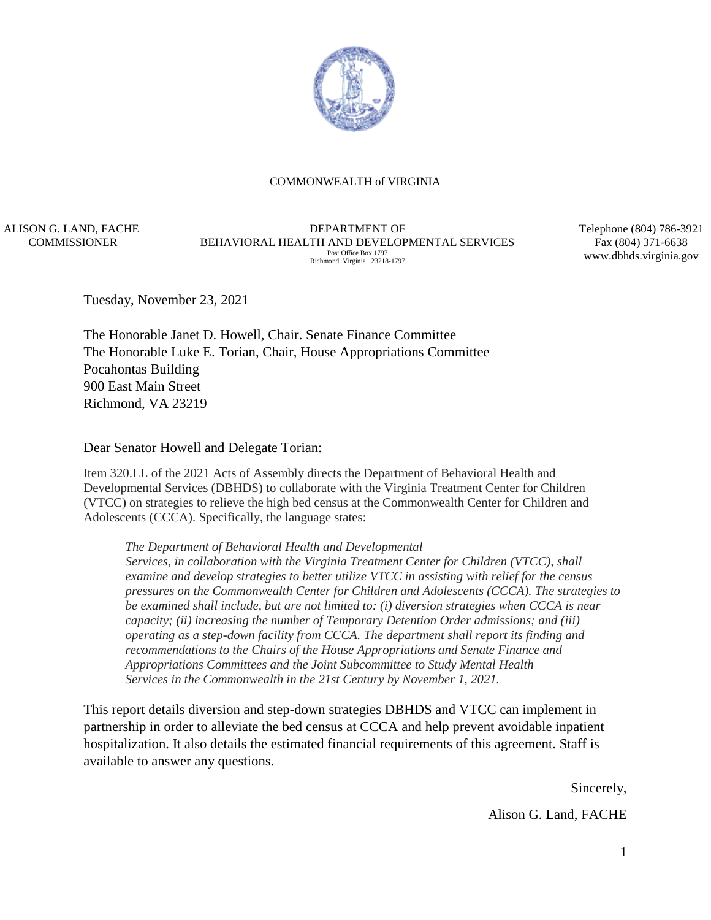COMMONWEALTH of VIRGINIA

ALISON G. LAND, FACHE
COMMISSIONER

DEPARTMENT OF
BEHAVIORAL HEALTH AND DEVELOPMENTAL SERVICES
Post Office Box 1797
Richmond, Virginia 23218-1797

Telephone (804) 786-3921
Fax (804) 371-6638
www.dbhds.virginia.gov

Tuesday, November 23, 2021

The Honorable Janet D. Howell, Chair. Senate Finance Committee
The Honorable Luke E. Torian, Chair, House Appropriations Committee
Pocahontas Building
900 East Main Street
Richmond, VA 23219

Dear Senator Howell and Delegate Torian:

Item 320.LL of the 2021 Acts of Assembly directs the Department of Behavioral Health and Developmental Services (DBHDS) to collaborate with the Virginia Treatment Center for Children (VTCC) on strategies to relieve the high bed census at the Commonwealth Center for Children and Adolescents (CCCA). Specifically, the language states:

> *The Department of Behavioral Health and Developmental Services, in collaboration with the Virginia Treatment Center for Children (VTCC), shall examine and develop strategies to better utilize VTCC in assisting with relief for the census pressures on the Commonwealth Center for Children and Adolescents (CCCA). The strategies to be examined shall include, but are not limited to: (i) diversion strategies when CCCA is near capacity; (ii) increasing the number of Temporary Detention Order admissions; and (iii) operating as a step-down facility from CCCA. The department shall report its finding and recommendations to the Chairs of the House Appropriations and Senate Finance and Appropriations Committees and the Joint Subcommittee to Study Mental Health Services in the Commonwealth in the 21st Century by November 1, 2021.*

This report details diversion and step-down strategies DBHDS and VTCC can implement in partnership in order to alleviate the bed census at CCCA and help prevent avoidable inpatient hospitalization. It also details the estimated financial requirements of this agreement. Staff is available to answer any questions.

Sincerely,

Alison G. Land, FACHE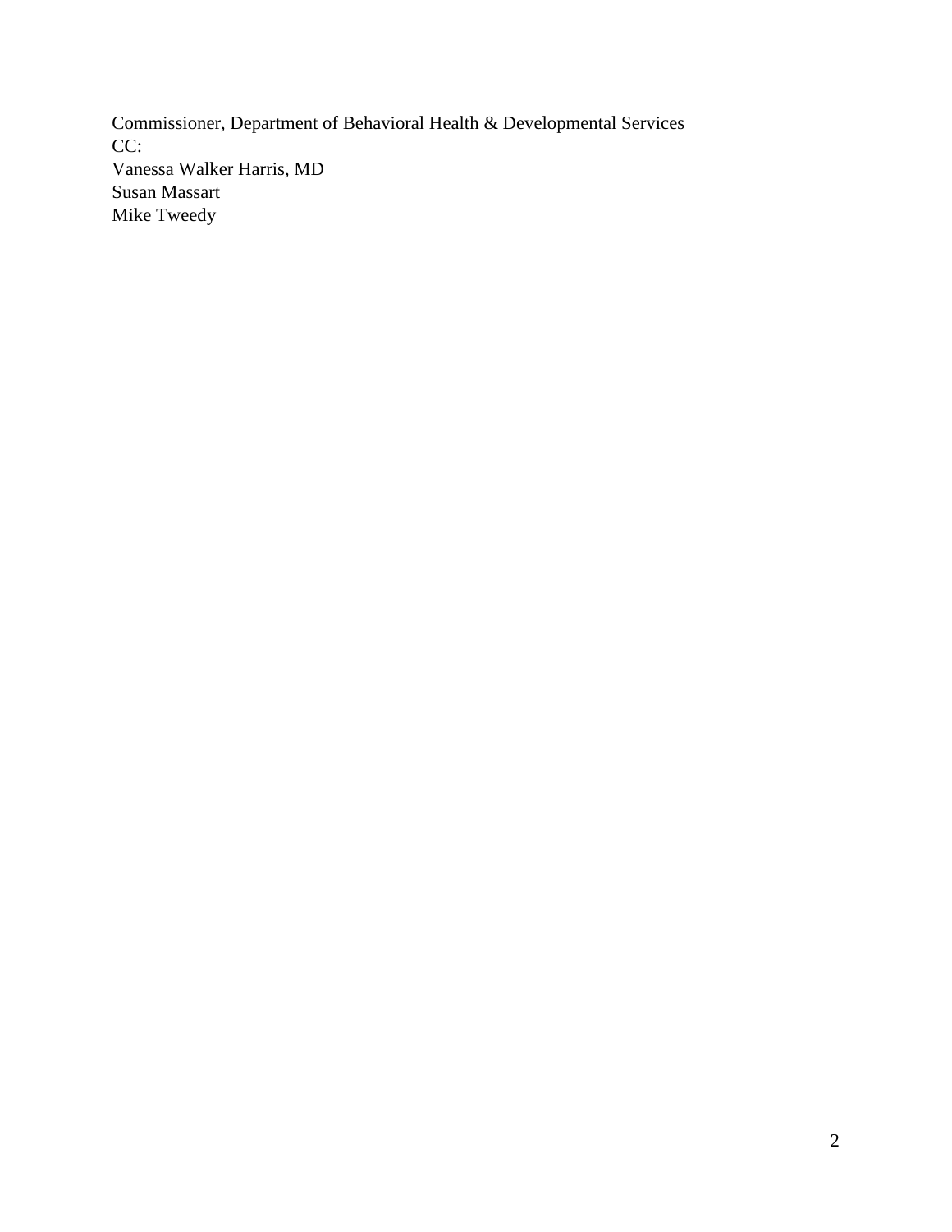Commissioner, Department of Behavioral Health & Developmental Services
CC:
Vanessa Walker Harris, MD
Susan Massart
Mike Tweedy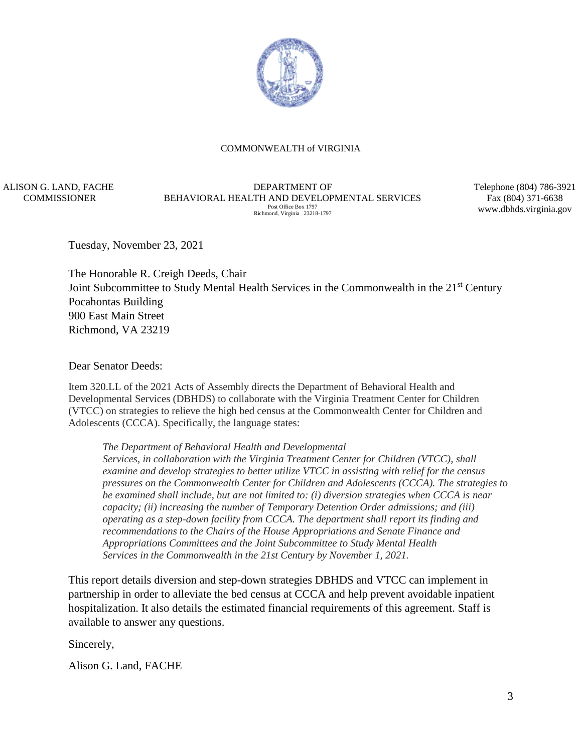COMMONWEALTH of VIRGINIA

ALISON G. LAND, FACHE
COMMISSIONER

DEPARTMENT OF
BEHAVIORAL HEALTH AND DEVELOPMENTAL SERVICES
Post Office Box 1797
Richmond, Virginia 23218-1797

Telephone (804) 786-3921
Fax (804) 371-6638
www.dbhds.virginia.gov

Tuesday, November 23, 2021

The Honorable R. Creigh Deeds, Chair
Joint Subcommittee to Study Mental Health Services in the Commonwealth in the 21st Century
Pocahontas Building
900 East Main Street
Richmond, VA 23219

Dear Senator Deeds:

Item 320.LL of the 2021 Acts of Assembly directs the Department of Behavioral Health and Developmental Services (DBHDS) to collaborate with the Virginia Treatment Center for Children (VTCC) on strategies to relieve the high bed census at the Commonwealth Center for Children and Adolescents (CCCA). Specifically, the language states:

> *The Department of Behavioral Health and Developmental Services, in collaboration with the Virginia Treatment Center for Children (VTCC), shall examine and develop strategies to better utilize VTCC in assisting with relief for the census pressures on the Commonwealth Center for Children and Adolescents (CCCA). The strategies to be examined shall include, but are not limited to: (i) diversion strategies when CCCA is near capacity; (ii) increasing the number of Temporary Detention Order admissions; and (iii) operating as a step-down facility from CCCA. The department shall report its finding and recommendations to the Chairs of the House Appropriations and Senate Finance and Appropriations Committees and the Joint Subcommittee to Study Mental Health Services in the Commonwealth in the 21st Century by November 1, 2021.*

This report details diversion and step-down strategies DBHDS and VTCC can implement in partnership in order to alleviate the bed census at CCCA and help prevent avoidable inpatient hospitalization. It also details the estimated financial requirements of this agreement. Staff is available to answer any questions.

Sincerely,

Alison G. Land, FACHE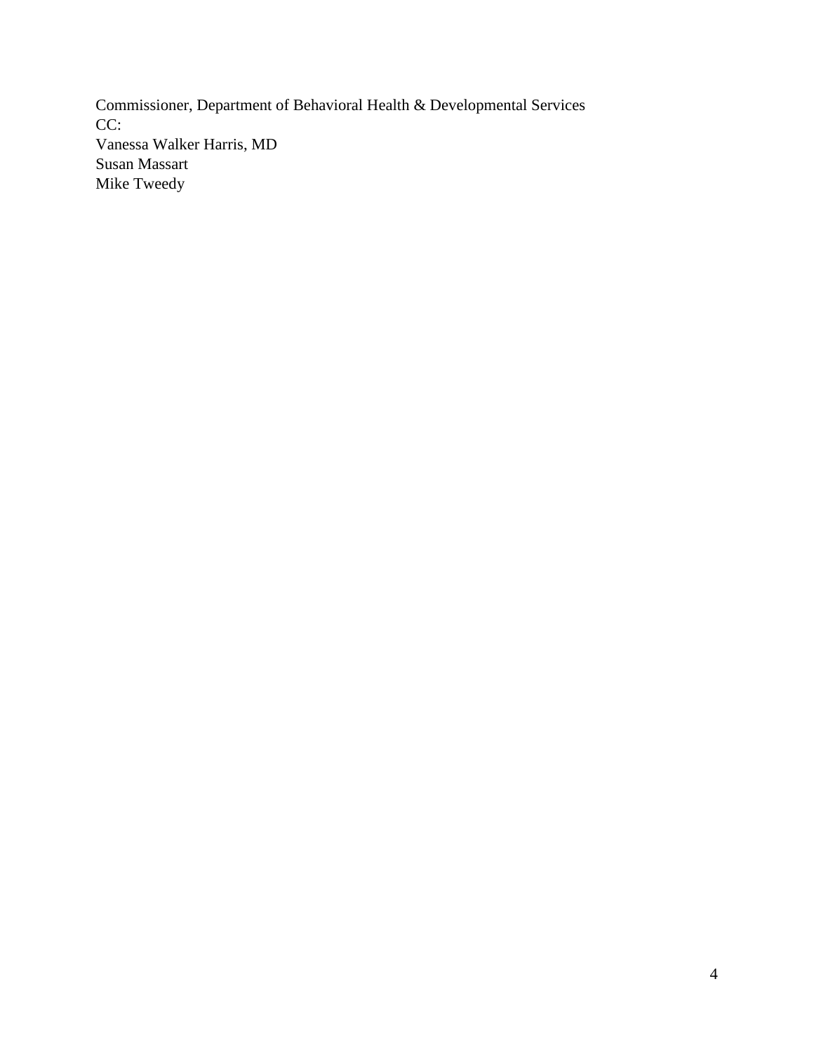Commissioner, Department of Behavioral Health & Developmental Services
CC:
Vanessa Walker Harris, MD
Susan Massart
Mike Tweedy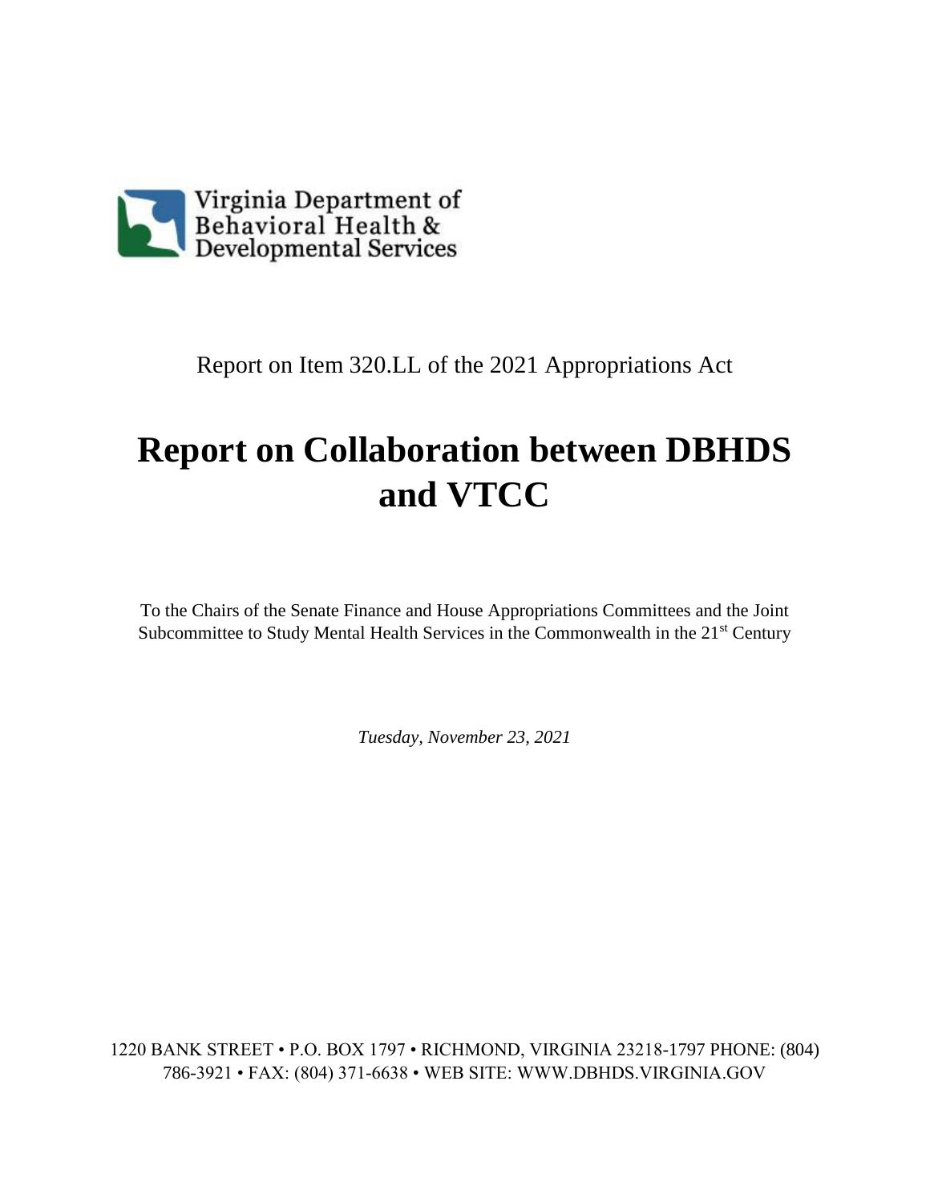Virginia Department of Behavioral Health & Developmental Services

Report on Item 320.LL of the 2021 Appropriations Act

# Report on Collaboration between DBHDS and VTCC

To the Chairs of the Senate Finance and House Appropriations Committees and the Joint Subcommittee to Study Mental Health Services in the Commonwealth in the 21st Century

*Tuesday, November 23, 2021*

1220 BANK STREET • P.O. BOX 1797 • RICHMOND, VIRGINIA 23218-1797 PHONE: (804) 786-3921 • FAX: (804) 371-6638 • WEB SITE: WWW.DBHDS.VIRGINIA.GOV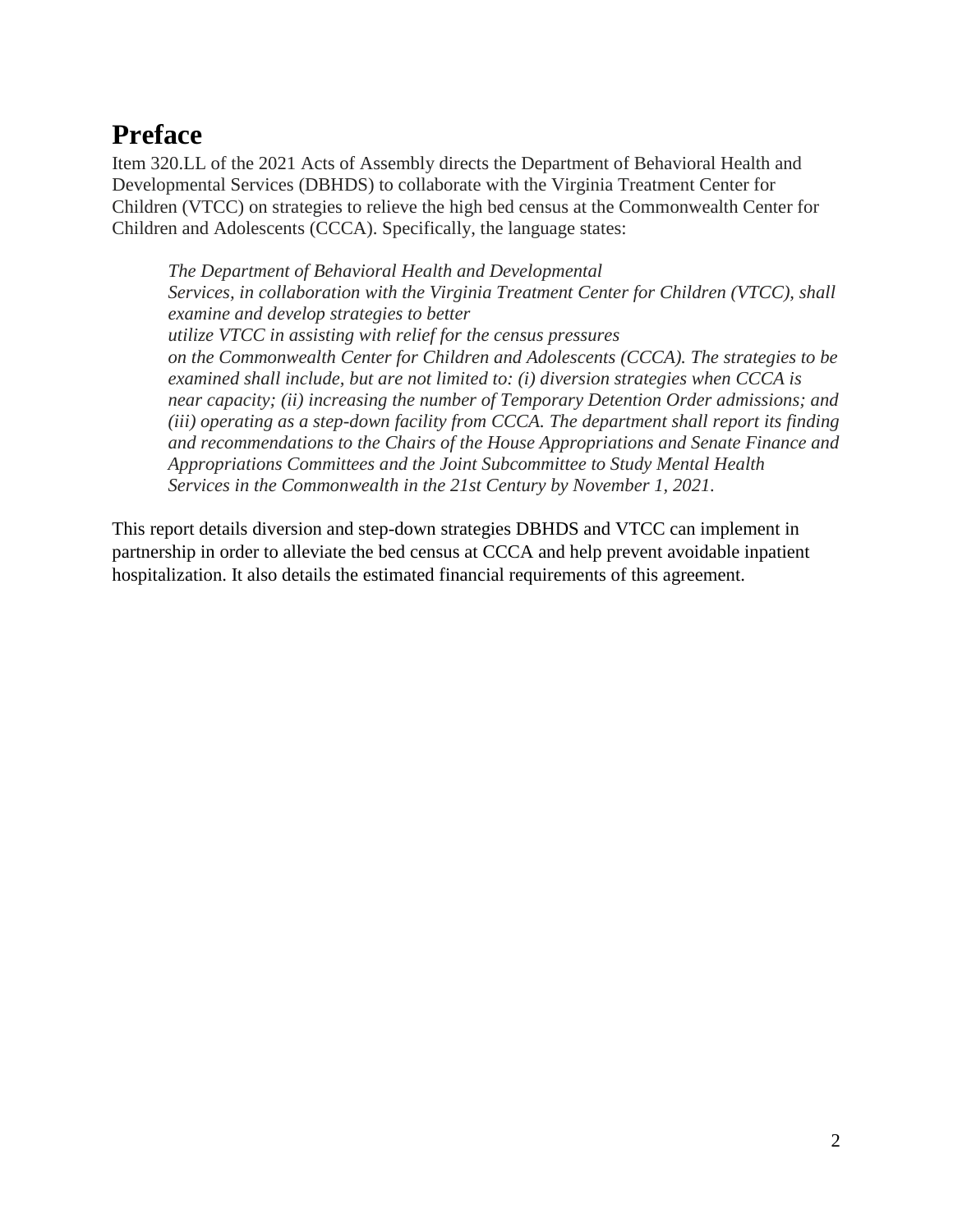# Preface

Item 320.LL of the 2021 Acts of Assembly directs the Department of Behavioral Health and Developmental Services (DBHDS) to collaborate with the Virginia Treatment Center for Children (VTCC) on strategies to relieve the high bed census at the Commonwealth Center for Children and Adolescents (CCCA). Specifically, the language states:

> *The Department of Behavioral Health and Developmental Services, in collaboration with the Virginia Treatment Center for Children (VTCC), shall examine and develop strategies to better utilize VTCC in assisting with relief for the census pressures on the Commonwealth Center for Children and Adolescents (CCCA). The strategies to be examined shall include, but are not limited to: (i) diversion strategies when CCCA is near capacity; (ii) increasing the number of Temporary Detention Order admissions; and (iii) operating as a step-down facility from CCCA. The department shall report its finding and recommendations to the Chairs of the House Appropriations and Senate Finance and Appropriations Committees and the Joint Subcommittee to Study Mental Health Services in the Commonwealth in the 21st Century by November 1, 2021.*

This report details diversion and step-down strategies DBHDS and VTCC can implement in partnership in order to alleviate the bed census at CCCA and help prevent avoidable inpatient hospitalization. It also details the estimated financial requirements of this agreement.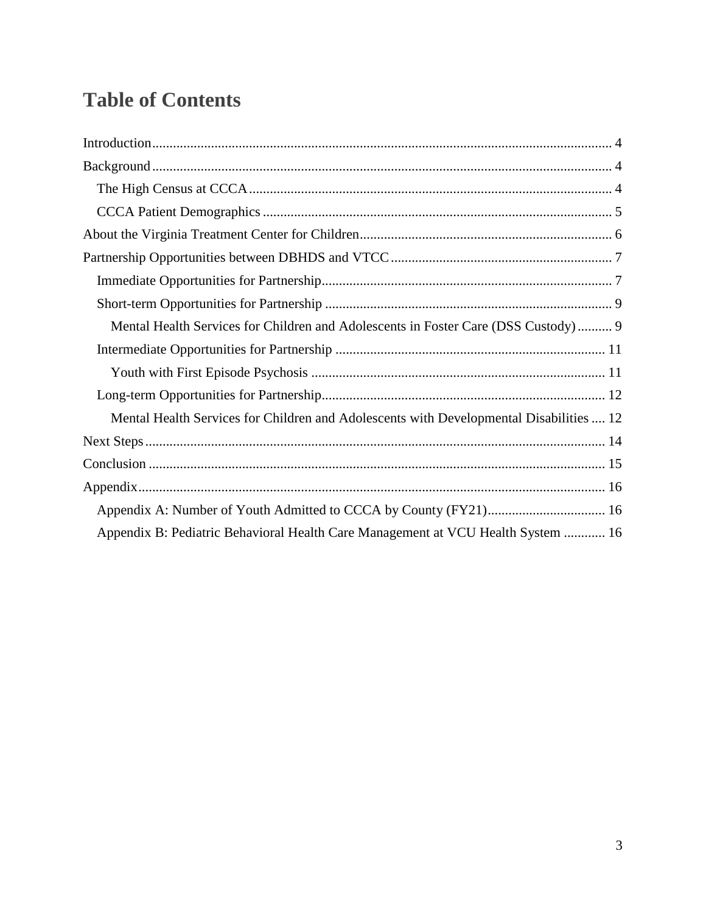# Table of Contents

Introduction .......... 4

Background .......... 4

- The High Census at CCCA .......... 4
- CCCA Patient Demographics .......... 5

About the Virginia Treatment Center for Children .......... 6

Partnership Opportunities between DBHDS and VTCC .......... 7

- Immediate Opportunities for Partnership .......... 7
- Short-term Opportunities for Partnership .......... 9
  - Mental Health Services for Children and Adolescents in Foster Care (DSS Custody) .......... 9
- Intermediate Opportunities for Partnership .......... 11
  - Youth with First Episode Psychosis .......... 11
- Long-term Opportunities for Partnership .......... 12
  - Mental Health Services for Children and Adolescents with Developmental Disabilities .......... 12

Next Steps .......... 14

Conclusion .......... 15

Appendix .......... 16

- Appendix A: Number of Youth Admitted to CCCA by County (FY21) .......... 16
- Appendix B: Pediatric Behavioral Health Care Management at VCU Health System .......... 16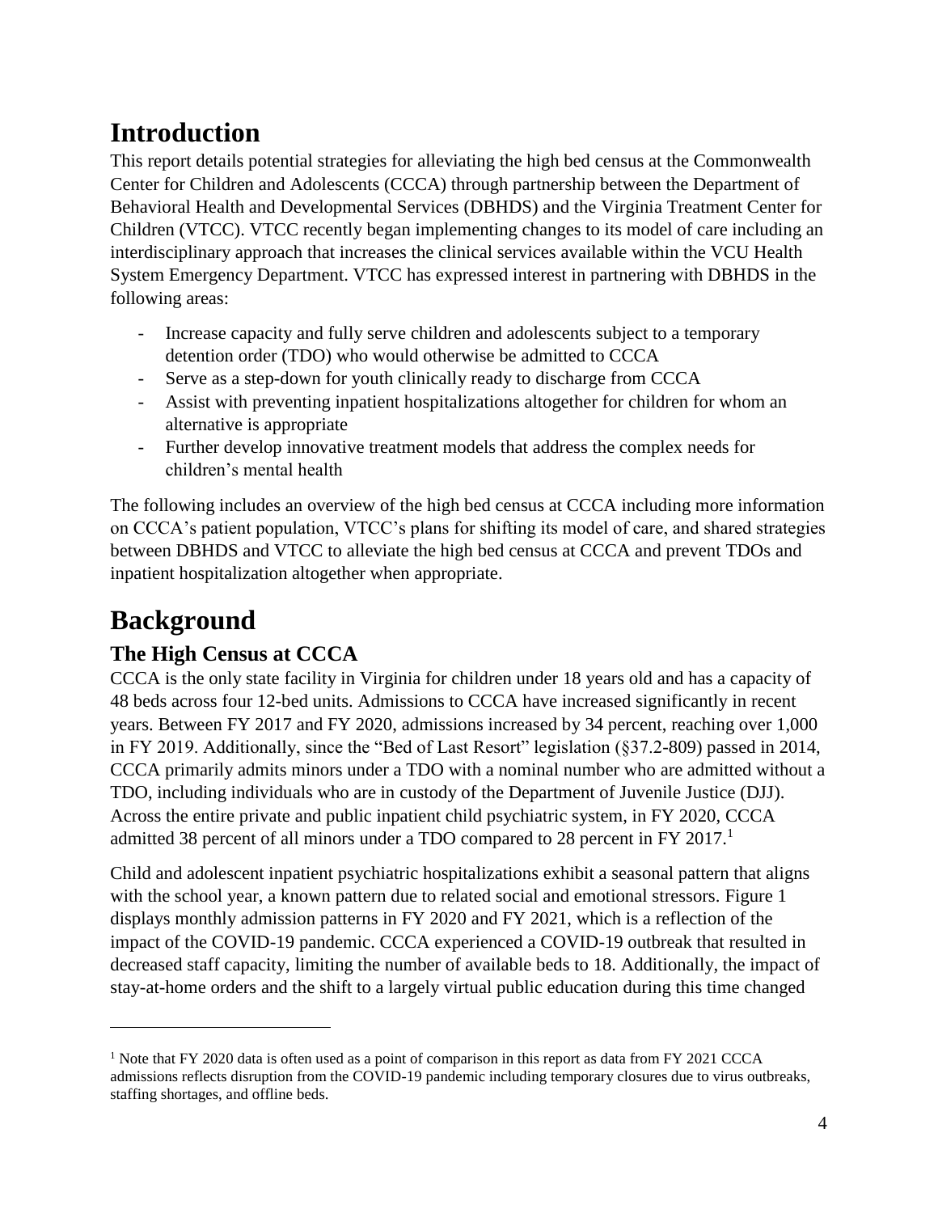# Introduction

This report details potential strategies for alleviating the high bed census at the Commonwealth Center for Children and Adolescents (CCCA) through partnership between the Department of Behavioral Health and Developmental Services (DBHDS) and the Virginia Treatment Center for Children (VTCC). VTCC recently began implementing changes to its model of care including an interdisciplinary approach that increases the clinical services available within the VCU Health System Emergency Department. VTCC has expressed interest in partnering with DBHDS in the following areas:

- Increase capacity and fully serve children and adolescents subject to a temporary detention order (TDO) who would otherwise be admitted to CCCA
- Serve as a step-down for youth clinically ready to discharge from CCCA
- Assist with preventing inpatient hospitalizations altogether for children for whom an alternative is appropriate
- Further develop innovative treatment models that address the complex needs for children's mental health

The following includes an overview of the high bed census at CCCA including more information on CCCA's patient population, VTCC's plans for shifting its model of care, and shared strategies between DBHDS and VTCC to alleviate the high bed census at CCCA and prevent TDOs and inpatient hospitalization altogether when appropriate.

# Background

## The High Census at CCCA

CCCA is the only state facility in Virginia for children under 18 years old and has a capacity of 48 beds across four 12-bed units. Admissions to CCCA have increased significantly in recent years. Between FY 2017 and FY 2020, admissions increased by 34 percent, reaching over 1,000 in FY 2019. Additionally, since the "Bed of Last Resort" legislation (§37.2-809) passed in 2014, CCCA primarily admits minors under a TDO with a nominal number who are admitted without a TDO, including individuals who are in custody of the Department of Juvenile Justice (DJJ). Across the entire private and public inpatient child psychiatric system, in FY 2020, CCCA admitted 38 percent of all minors under a TDO compared to 28 percent in FY 2017.[1]

Child and adolescent inpatient psychiatric hospitalizations exhibit a seasonal pattern that aligns with the school year, a known pattern due to related social and emotional stressors. Figure 1 displays monthly admission patterns in FY 2020 and FY 2021, which is a reflection of the impact of the COVID-19 pandemic. CCCA experienced a COVID-19 outbreak that resulted in decreased staff capacity, limiting the number of available beds to 18. Additionally, the impact of stay-at-home orders and the shift to a largely virtual public education during this time changed

[1] Note that FY 2020 data is often used as a point of comparison in this report as data from FY 2021 CCCA admissions reflects disruption from the COVID-19 pandemic including temporary closures due to virus outbreaks, staffing shortages, and offline beds.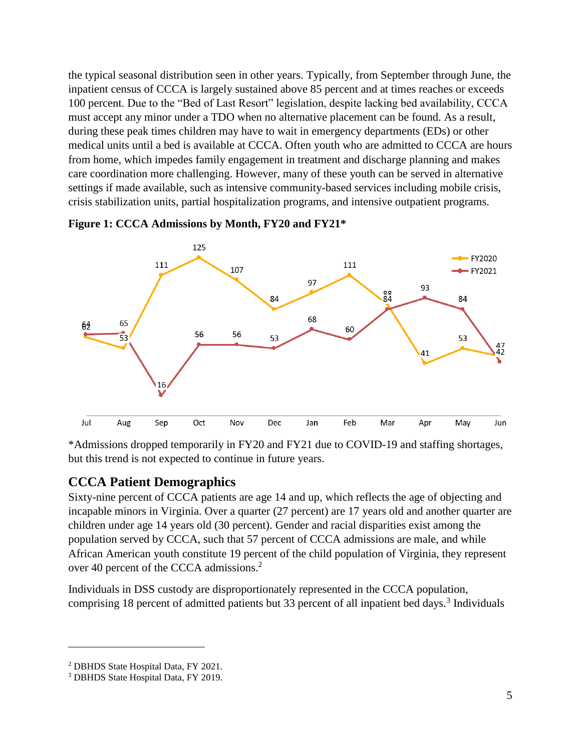the typical seasonal distribution seen in other years. Typically, from September through June, the inpatient census of CCCA is largely sustained above 85 percent and at times reaches or exceeds 100 percent. Due to the "Bed of Last Resort" legislation, despite lacking bed availability, CCCA must accept any minor under a TDO when no alternative placement can be found. As a result, during these peak times children may have to wait in emergency departments (EDs) or other medical units until a bed is available at CCCA. Often youth who are admitted to CCCA are hours from home, which impedes family engagement in treatment and discharge planning and makes care coordination more challenging. However, many of these youth can be served in alternative settings if made available, such as intensive community-based services including mobile crisis, crisis stabilization units, partial hospitalization programs, and intensive outpatient programs.

**Figure 1: CCCA Admissions by Month, FY20 and FY21***

| | Jul | Aug | Sep | Oct | Nov | Dec | Jan | Feb | Mar | Apr | May | Jun |
|---|---|---|---|---|---|---|---|---|---|---|---|---|
| FY2020 | 62 | 53 | 111 | 125 | 107 | 84 | 97 | 111 | 88 | 41 | 53 | 47 |
| FY2021 | 64 | 65 | 16 | 56 | 56 | 53 | 68 | 60 | 84 | 93 | 84 | 42 |

*Admissions dropped temporarily in FY20 and FY21 due to COVID-19 and staffing shortages, but this trend is not expected to continue in future years.

## CCCA Patient Demographics

Sixty-nine percent of CCCA patients are age 14 and up, which reflects the age of objecting and incapable minors in Virginia. Over a quarter (27 percent) are 17 years old and another quarter are children under age 14 years old (30 percent). Gender and racial disparities exist among the population served by CCCA, such that 57 percent of CCCA admissions are male, and while African American youth constitute 19 percent of the child population of Virginia, they represent over 40 percent of the CCCA admissions.[2]

Individuals in DSS custody are disproportionately represented in the CCCA population, comprising 18 percent of admitted patients but 33 percent of all inpatient bed days.[3] Individuals

---

[2] DBHDS State Hospital Data, FY 2021.

[3] DBHDS State Hospital Data, FY 2019.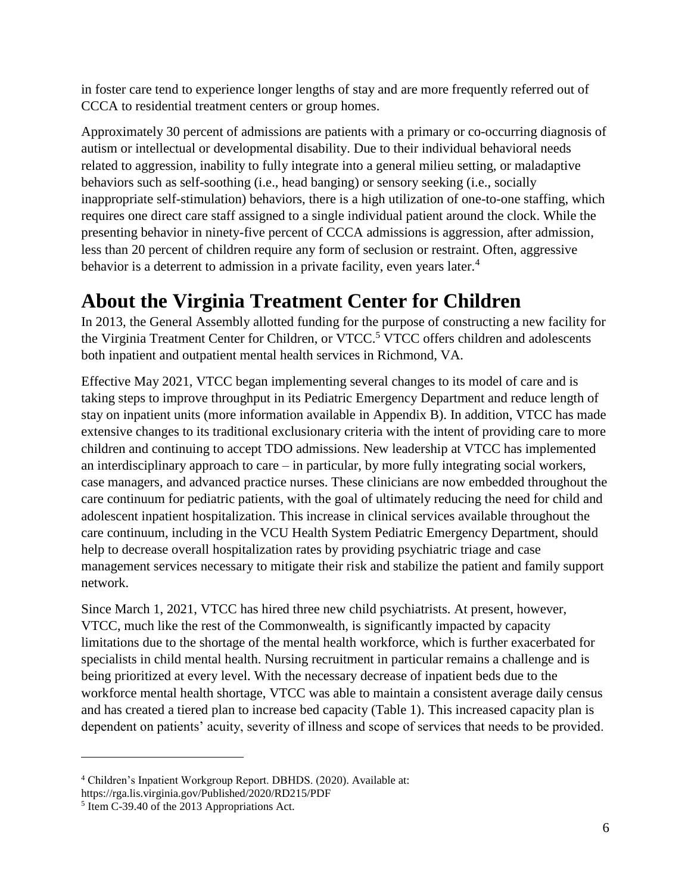in foster care tend to experience longer lengths of stay and are more frequently referred out of CCCA to residential treatment centers or group homes.

Approximately 30 percent of admissions are patients with a primary or co-occurring diagnosis of autism or intellectual or developmental disability. Due to their individual behavioral needs related to aggression, inability to fully integrate into a general milieu setting, or maladaptive behaviors such as self-soothing (i.e., head banging) or sensory seeking (i.e., socially inappropriate self-stimulation) behaviors, there is a high utilization of one-to-one staffing, which requires one direct care staff assigned to a single individual patient around the clock. While the presenting behavior in ninety-five percent of CCCA admissions is aggression, after admission, less than 20 percent of children require any form of seclusion or restraint. Often, aggressive behavior is a deterrent to admission in a private facility, even years later.[4]

# About the Virginia Treatment Center for Children

In 2013, the General Assembly allotted funding for the purpose of constructing a new facility for the Virginia Treatment Center for Children, or VTCC.[5] VTCC offers children and adolescents both inpatient and outpatient mental health services in Richmond, VA.

Effective May 2021, VTCC began implementing several changes to its model of care and is taking steps to improve throughput in its Pediatric Emergency Department and reduce length of stay on inpatient units (more information available in Appendix B). In addition, VTCC has made extensive changes to its traditional exclusionary criteria with the intent of providing care to more children and continuing to accept TDO admissions. New leadership at VTCC has implemented an interdisciplinary approach to care – in particular, by more fully integrating social workers, case managers, and advanced practice nurses. These clinicians are now embedded throughout the care continuum for pediatric patients, with the goal of ultimately reducing the need for child and adolescent inpatient hospitalization. This increase in clinical services available throughout the care continuum, including in the VCU Health System Pediatric Emergency Department, should help to decrease overall hospitalization rates by providing psychiatric triage and case management services necessary to mitigate their risk and stabilize the patient and family support network.

Since March 1, 2021, VTCC has hired three new child psychiatrists. At present, however, VTCC, much like the rest of the Commonwealth, is significantly impacted by capacity limitations due to the shortage of the mental health workforce, which is further exacerbated for specialists in child mental health. Nursing recruitment in particular remains a challenge and is being prioritized at every level. With the necessary decrease of inpatient beds due to the workforce mental health shortage, VTCC was able to maintain a consistent average daily census and has created a tiered plan to increase bed capacity (Table 1). This increased capacity plan is dependent on patients' acuity, severity of illness and scope of services that needs to be provided.

---

[4] Children's Inpatient Workgroup Report. DBHDS. (2020). Available at: https://rga.lis.virginia.gov/Published/2020/RD215/PDF

[5] Item C-39.40 of the 2013 Appropriations Act.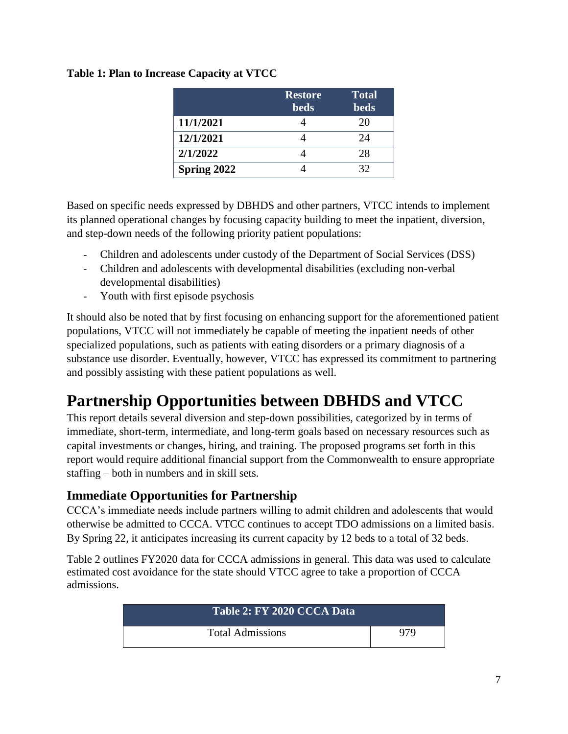**Table 1: Plan to Increase Capacity at VTCC**

| | Restore beds | Total beds |
|---|---|---|
| **11/1/2021** | 4 | 20 |
| **12/1/2021** | 4 | 24 |
| **2/1/2022** | 4 | 28 |
| **Spring 2022** | 4 | 32 |

Based on specific needs expressed by DBHDS and other partners, VTCC intends to implement its planned operational changes by focusing capacity building to meet the inpatient, diversion, and step-down needs of the following priority patient populations:

- Children and adolescents under custody of the Department of Social Services (DSS)
- Children and adolescents with developmental disabilities (excluding non-verbal developmental disabilities)
- Youth with first episode psychosis

It should also be noted that by first focusing on enhancing support for the aforementioned patient populations, VTCC will not immediately be capable of meeting the inpatient needs of other specialized populations, such as patients with eating disorders or a primary diagnosis of a substance use disorder. Eventually, however, VTCC has expressed its commitment to partnering and possibly assisting with these patient populations as well.

# Partnership Opportunities between DBHDS and VTCC

This report details several diversion and step-down possibilities, categorized by in terms of immediate, short-term, intermediate, and long-term goals based on necessary resources such as capital investments or changes, hiring, and training. The proposed programs set forth in this report would require additional financial support from the Commonwealth to ensure appropriate staffing – both in numbers and in skill sets.

## Immediate Opportunities for Partnership

CCCA's immediate needs include partners willing to admit children and adolescents that would otherwise be admitted to CCCA. VTCC continues to accept TDO admissions on a limited basis. By Spring 22, it anticipates increasing its current capacity by 12 beds to a total of 32 beds.

Table 2 outlines FY2020 data for CCCA admissions in general. This data was used to calculate estimated cost avoidance for the state should VTCC agree to take a proportion of CCCA admissions.

| Table 2: FY 2020 CCCA Data | |
|---|---|
| Total Admissions | 979 |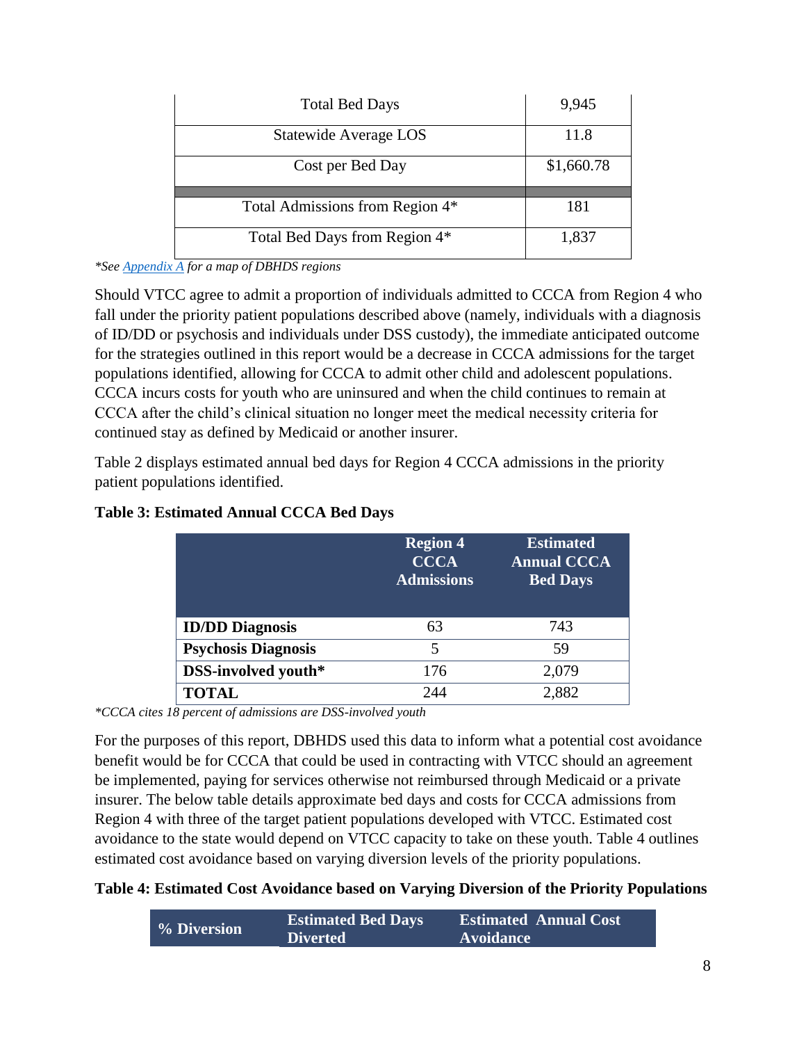| | |
|---|---|
| Total Bed Days | 9,945 |
| Statewide Average LOS | 11.8 |
| Cost per Bed Day | $1,660.78 |
| | |
| Total Admissions from Region 4* | 181 |
| Total Bed Days from Region 4* | 1,837 |

*\*See Appendix A for a map of DBHDS regions*

Should VTCC agree to admit a proportion of individuals admitted to CCCA from Region 4 who fall under the priority patient populations described above (namely, individuals with a diagnosis of ID/DD or psychosis and individuals under DSS custody), the immediate anticipated outcome for the strategies outlined in this report would be a decrease in CCCA admissions for the target populations identified, allowing for CCCA to admit other child and adolescent populations. CCCA incurs costs for youth who are uninsured and when the child continues to remain at CCCA after the child's clinical situation no longer meet the medical necessity criteria for continued stay as defined by Medicaid or another insurer.

Table 2 displays estimated annual bed days for Region 4 CCCA admissions in the priority patient populations identified.

**Table 3: Estimated Annual CCCA Bed Days**

| | Region 4 CCCA Admissions | Estimated Annual CCCA Bed Days |
|---|---|---|
| **ID/DD Diagnosis** | 63 | 743 |
| **Psychosis Diagnosis** | 5 | 59 |
| **DSS-involved youth\*** | 176 | 2,079 |
| **TOTAL** | 244 | 2,882 |

*\*CCCA cites 18 percent of admissions are DSS-involved youth*

For the purposes of this report, DBHDS used this data to inform what a potential cost avoidance benefit would be for CCCA that could be used in contracting with VTCC should an agreement be implemented, paying for services otherwise not reimbursed through Medicaid or a private insurer. The below table details approximate bed days and costs for CCCA admissions from Region 4 with three of the target patient populations developed with VTCC. Estimated cost avoidance to the state would depend on VTCC capacity to take on these youth. Table 4 outlines estimated cost avoidance based on varying diversion levels of the priority populations.

**Table 4: Estimated Cost Avoidance based on Varying Diversion of the Priority Populations**

| % Diversion | Estimated Bed Days Diverted | Estimated Annual Cost Avoidance |
|---|---|---|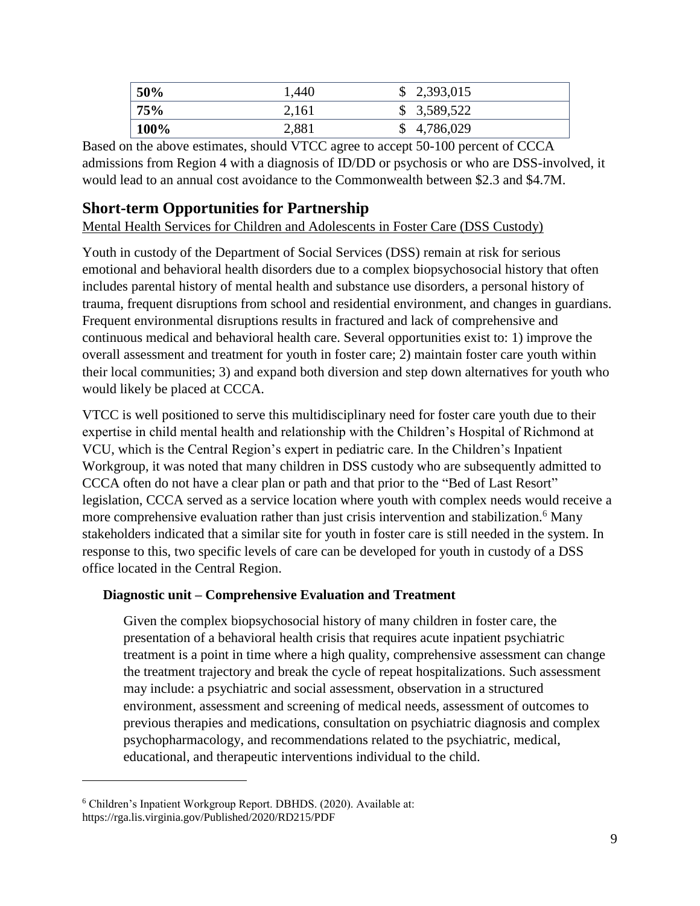| 50% | 1,440 | $ 2,393,015 |
|---|---|---|
| 75% | 2,161 | $ 3,589,522 |
| 100% | 2,881 | $ 4,786,029 |

Based on the above estimates, should VTCC agree to accept 50-100 percent of CCCA admissions from Region 4 with a diagnosis of ID/DD or psychosis or who are DSS-involved, it would lead to an annual cost avoidance to the Commonwealth between $2.3 and $4.7M.

## Short-term Opportunities for Partnership

Mental Health Services for Children and Adolescents in Foster Care (DSS Custody)

Youth in custody of the Department of Social Services (DSS) remain at risk for serious emotional and behavioral health disorders due to a complex biopsychosocial history that often includes parental history of mental health and substance use disorders, a personal history of trauma, frequent disruptions from school and residential environment, and changes in guardians. Frequent environmental disruptions results in fractured and lack of comprehensive and continuous medical and behavioral health care. Several opportunities exist to: 1) improve the overall assessment and treatment for youth in foster care; 2) maintain foster care youth within their local communities; 3) and expand both diversion and step down alternatives for youth who would likely be placed at CCCA.

VTCC is well positioned to serve this multidisciplinary need for foster care youth due to their expertise in child mental health and relationship with the Children's Hospital of Richmond at VCU, which is the Central Region's expert in pediatric care. In the Children's Inpatient Workgroup, it was noted that many children in DSS custody who are subsequently admitted to CCCA often do not have a clear plan or path and that prior to the "Bed of Last Resort" legislation, CCCA served as a service location where youth with complex needs would receive a more comprehensive evaluation rather than just crisis intervention and stabilization.[6] Many stakeholders indicated that a similar site for youth in foster care is still needed in the system. In response to this, two specific levels of care can be developed for youth in custody of a DSS office located in the Central Region.

**Diagnostic unit – Comprehensive Evaluation and Treatment**

Given the complex biopsychosocial history of many children in foster care, the presentation of a behavioral health crisis that requires acute inpatient psychiatric treatment is a point in time where a high quality, comprehensive assessment can change the treatment trajectory and break the cycle of repeat hospitalizations. Such assessment may include: a psychiatric and social assessment, observation in a structured environment, assessment and screening of medical needs, assessment of outcomes to previous therapies and medications, consultation on psychiatric diagnosis and complex psychopharmacology, and recommendations related to the psychiatric, medical, educational, and therapeutic interventions individual to the child.

---

[6] Children's Inpatient Workgroup Report. DBHDS. (2020). Available at: https://rga.lis.virginia.gov/Published/2020/RD215/PDF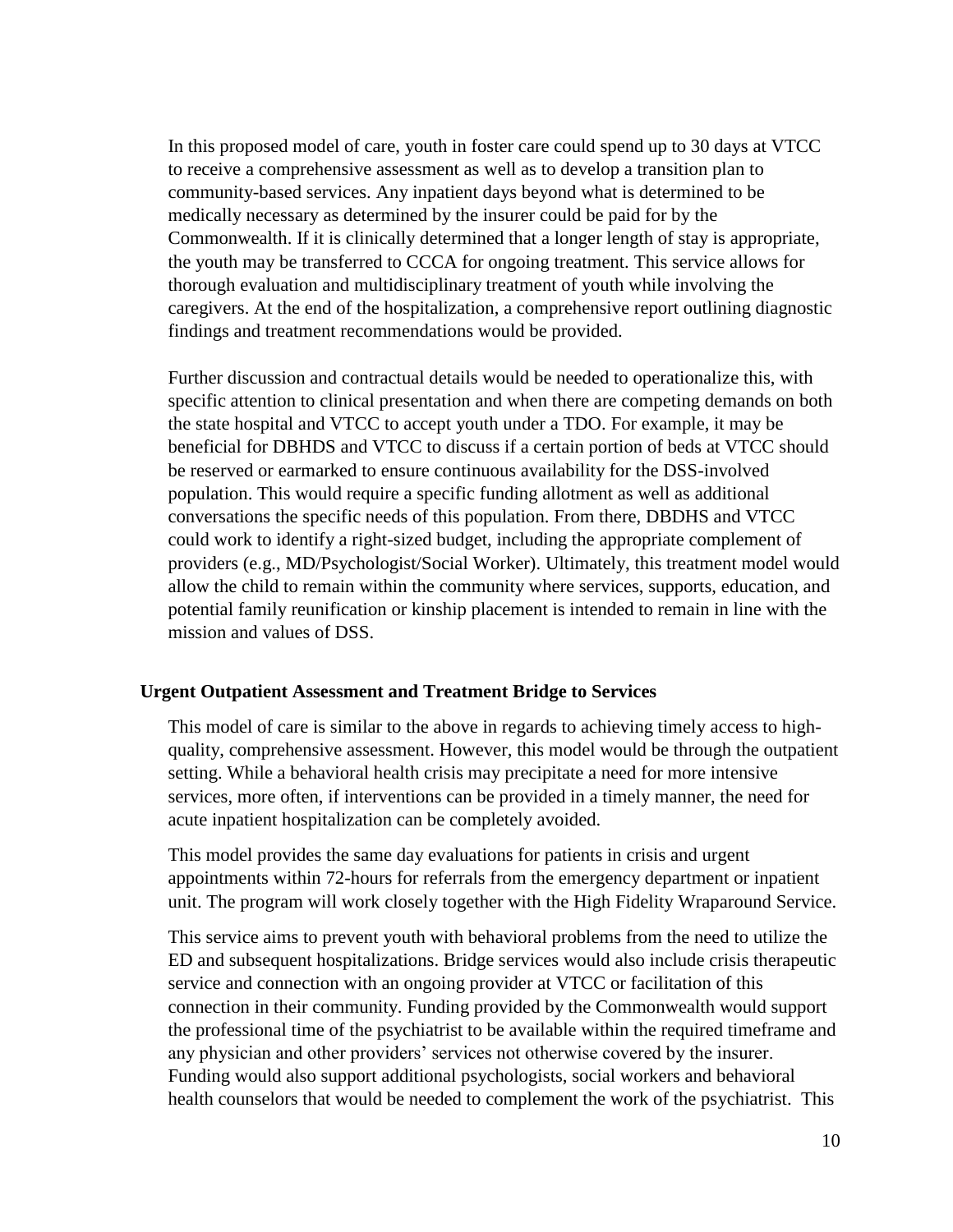In this proposed model of care, youth in foster care could spend up to 30 days at VTCC to receive a comprehensive assessment as well as to develop a transition plan to community-based services. Any inpatient days beyond what is determined to be medically necessary as determined by the insurer could be paid for by the Commonwealth. If it is clinically determined that a longer length of stay is appropriate, the youth may be transferred to CCCA for ongoing treatment. This service allows for thorough evaluation and multidisciplinary treatment of youth while involving the caregivers. At the end of the hospitalization, a comprehensive report outlining diagnostic findings and treatment recommendations would be provided.

Further discussion and contractual details would be needed to operationalize this, with specific attention to clinical presentation and when there are competing demands on both the state hospital and VTCC to accept youth under a TDO. For example, it may be beneficial for DBHDS and VTCC to discuss if a certain portion of beds at VTCC should be reserved or earmarked to ensure continuous availability for the DSS-involved population. This would require a specific funding allotment as well as additional conversations the specific needs of this population. From there, DBDHS and VTCC could work to identify a right-sized budget, including the appropriate complement of providers (e.g., MD/Psychologist/Social Worker). Ultimately, this treatment model would allow the child to remain within the community where services, supports, education, and potential family reunification or kinship placement is intended to remain in line with the mission and values of DSS.

**Urgent Outpatient Assessment and Treatment Bridge to Services**

This model of care is similar to the above in regards to achieving timely access to high-quality, comprehensive assessment. However, this model would be through the outpatient setting. While a behavioral health crisis may precipitate a need for more intensive services, more often, if interventions can be provided in a timely manner, the need for acute inpatient hospitalization can be completely avoided.

This model provides the same day evaluations for patients in crisis and urgent appointments within 72-hours for referrals from the emergency department or inpatient unit. The program will work closely together with the High Fidelity Wraparound Service.

This service aims to prevent youth with behavioral problems from the need to utilize the ED and subsequent hospitalizations. Bridge services would also include crisis therapeutic service and connection with an ongoing provider at VTCC or facilitation of this connection in their community. Funding provided by the Commonwealth would support the professional time of the psychiatrist to be available within the required timeframe and any physician and other providers' services not otherwise covered by the insurer. Funding would also support additional psychologists, social workers and behavioral health counselors that would be needed to complement the work of the psychiatrist. This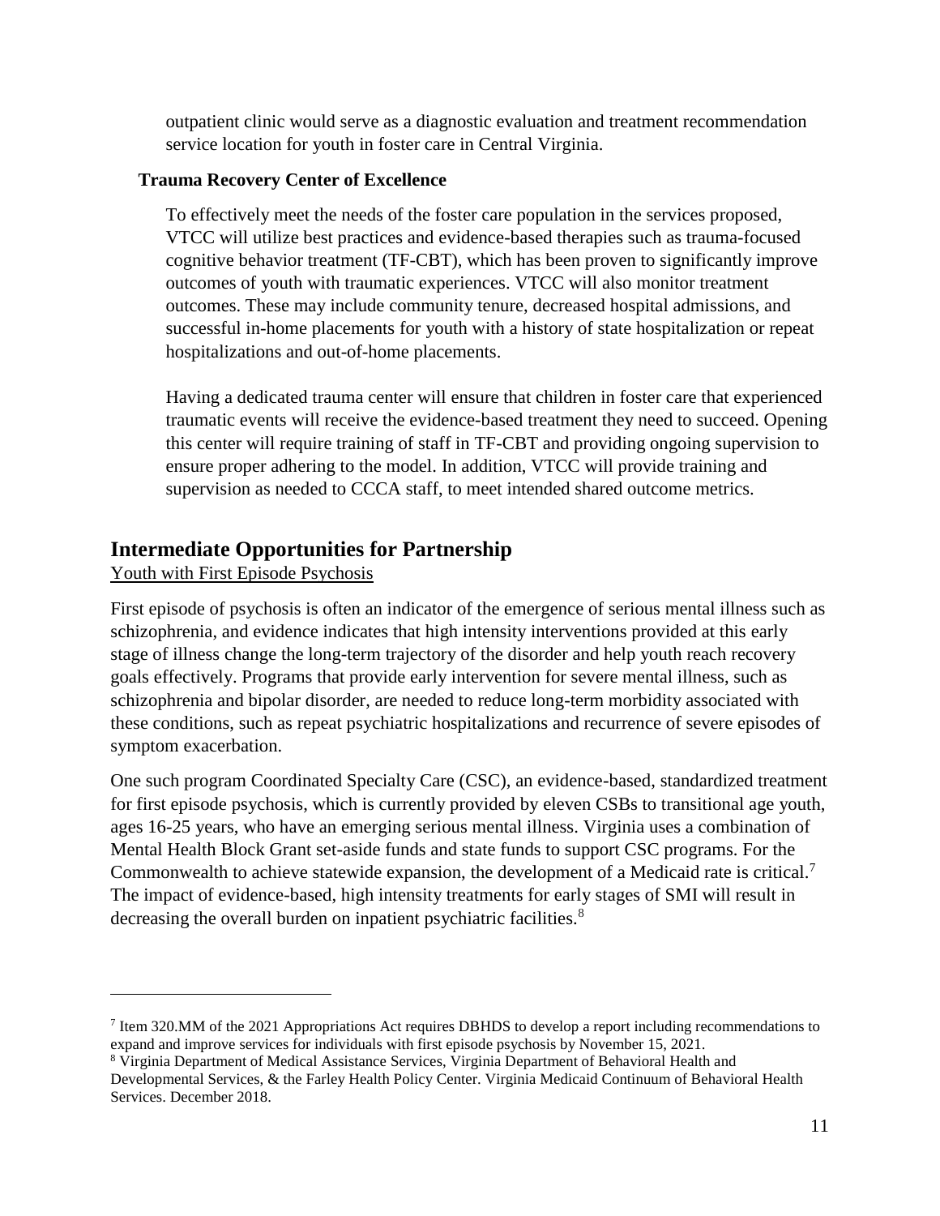outpatient clinic would serve as a diagnostic evaluation and treatment recommendation service location for youth in foster care in Central Virginia.

**Trauma Recovery Center of Excellence**

To effectively meet the needs of the foster care population in the services proposed, VTCC will utilize best practices and evidence-based therapies such as trauma-focused cognitive behavior treatment (TF-CBT), which has been proven to significantly improve outcomes of youth with traumatic experiences. VTCC will also monitor treatment outcomes. These may include community tenure, decreased hospital admissions, and successful in-home placements for youth with a history of state hospitalization or repeat hospitalizations and out-of-home placements.

Having a dedicated trauma center will ensure that children in foster care that experienced traumatic events will receive the evidence-based treatment they need to succeed. Opening this center will require training of staff in TF-CBT and providing ongoing supervision to ensure proper adhering to the model. In addition, VTCC will provide training and supervision as needed to CCCA staff, to meet intended shared outcome metrics.

## Intermediate Opportunities for Partnership

<u>Youth with First Episode Psychosis</u>

First episode of psychosis is often an indicator of the emergence of serious mental illness such as schizophrenia, and evidence indicates that high intensity interventions provided at this early stage of illness change the long-term trajectory of the disorder and help youth reach recovery goals effectively. Programs that provide early intervention for severe mental illness, such as schizophrenia and bipolar disorder, are needed to reduce long-term morbidity associated with these conditions, such as repeat psychiatric hospitalizations and recurrence of severe episodes of symptom exacerbation.

One such program Coordinated Specialty Care (CSC), an evidence-based, standardized treatment for first episode psychosis, which is currently provided by eleven CSBs to transitional age youth, ages 16-25 years, who have an emerging serious mental illness. Virginia uses a combination of Mental Health Block Grant set-aside funds and state funds to support CSC programs. For the Commonwealth to achieve statewide expansion, the development of a Medicaid rate is critical.[7] The impact of evidence-based, high intensity treatments for early stages of SMI will result in decreasing the overall burden on inpatient psychiatric facilities.[8]

---

[7] Item 320.MM of the 2021 Appropriations Act requires DBHDS to develop a report including recommendations to expand and improve services for individuals with first episode psychosis by November 15, 2021.

[8] Virginia Department of Medical Assistance Services, Virginia Department of Behavioral Health and Developmental Services, & the Farley Health Policy Center. Virginia Medicaid Continuum of Behavioral Health Services. December 2018.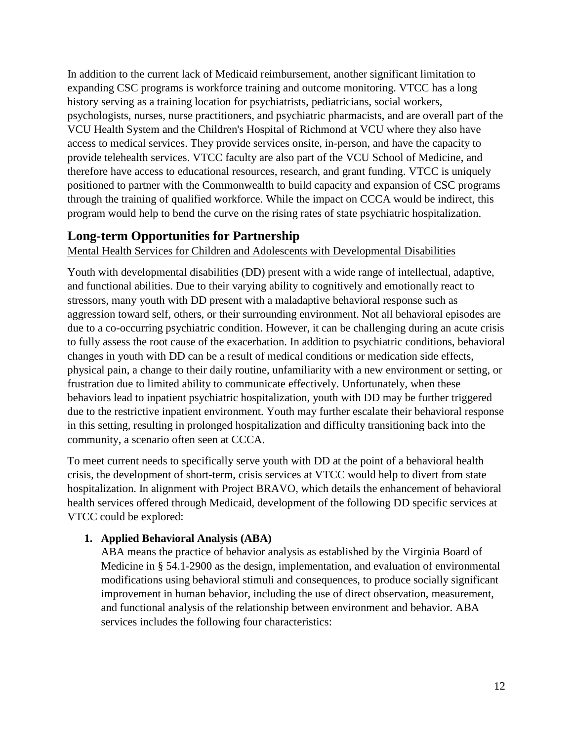In addition to the current lack of Medicaid reimbursement, another significant limitation to expanding CSC programs is workforce training and outcome monitoring. VTCC has a long history serving as a training location for psychiatrists, pediatricians, social workers, psychologists, nurses, nurse practitioners, and psychiatric pharmacists, and are overall part of the VCU Health System and the Children's Hospital of Richmond at VCU where they also have access to medical services. They provide services onsite, in-person, and have the capacity to provide telehealth services. VTCC faculty are also part of the VCU School of Medicine, and therefore have access to educational resources, research, and grant funding. VTCC is uniquely positioned to partner with the Commonwealth to build capacity and expansion of CSC programs through the training of qualified workforce. While the impact on CCCA would be indirect, this program would help to bend the curve on the rising rates of state psychiatric hospitalization.

## Long-term Opportunities for Partnership

<u>Mental Health Services for Children and Adolescents with Developmental Disabilities</u>

Youth with developmental disabilities (DD) present with a wide range of intellectual, adaptive, and functional abilities. Due to their varying ability to cognitively and emotionally react to stressors, many youth with DD present with a maladaptive behavioral response such as aggression toward self, others, or their surrounding environment. Not all behavioral episodes are due to a co-occurring psychiatric condition. However, it can be challenging during an acute crisis to fully assess the root cause of the exacerbation. In addition to psychiatric conditions, behavioral changes in youth with DD can be a result of medical conditions or medication side effects, physical pain, a change to their daily routine, unfamiliarity with a new environment or setting, or frustration due to limited ability to communicate effectively. Unfortunately, when these behaviors lead to inpatient psychiatric hospitalization, youth with DD may be further triggered due to the restrictive inpatient environment. Youth may further escalate their behavioral response in this setting, resulting in prolonged hospitalization and difficulty transitioning back into the community, a scenario often seen at CCCA.

To meet current needs to specifically serve youth with DD at the point of a behavioral health crisis, the development of short-term, crisis services at VTCC would help to divert from state hospitalization. In alignment with Project BRAVO, which details the enhancement of behavioral health services offered through Medicaid, development of the following DD specific services at VTCC could be explored:

1. **Applied Behavioral Analysis (ABA)**
   ABA means the practice of behavior analysis as established by the Virginia Board of Medicine in § 54.1-2900 as the design, implementation, and evaluation of environmental modifications using behavioral stimuli and consequences, to produce socially significant improvement in human behavior, including the use of direct observation, measurement, and functional analysis of the relationship between environment and behavior. ABA services includes the following four characteristics: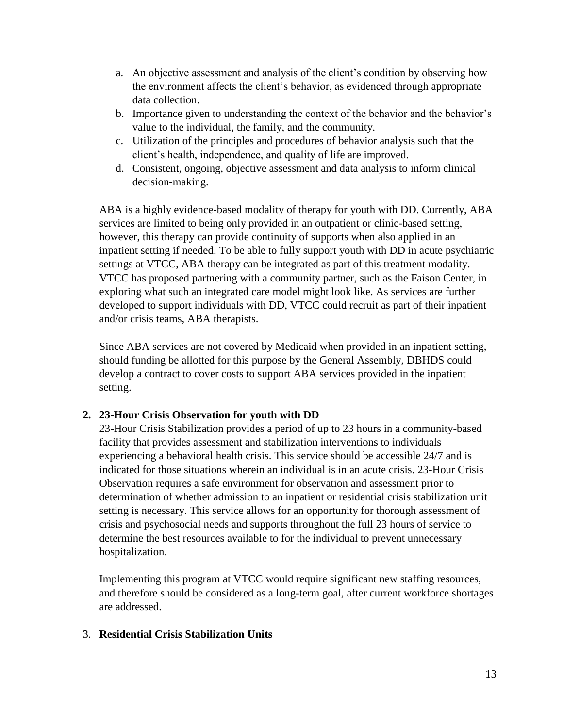a. An objective assessment and analysis of the client's condition by observing how the environment affects the client's behavior, as evidenced through appropriate data collection.
b. Importance given to understanding the context of the behavior and the behavior's value to the individual, the family, and the community.
c. Utilization of the principles and procedures of behavior analysis such that the client's health, independence, and quality of life are improved.
d. Consistent, ongoing, objective assessment and data analysis to inform clinical decision-making.

ABA is a highly evidence-based modality of therapy for youth with DD. Currently, ABA services are limited to being only provided in an outpatient or clinic-based setting, however, this therapy can provide continuity of supports when also applied in an inpatient setting if needed. To be able to fully support youth with DD in acute psychiatric settings at VTCC, ABA therapy can be integrated as part of this treatment modality. VTCC has proposed partnering with a community partner, such as the Faison Center, in exploring what such an integrated care model might look like. As services are further developed to support individuals with DD, VTCC could recruit as part of their inpatient and/or crisis teams, ABA therapists.

Since ABA services are not covered by Medicaid when provided in an inpatient setting, should funding be allotted for this purpose by the General Assembly, DBHDS could develop a contract to cover costs to support ABA services provided in the inpatient setting.

**2. 23-Hour Crisis Observation for youth with DD**

23-Hour Crisis Stabilization provides a period of up to 23 hours in a community-based facility that provides assessment and stabilization interventions to individuals experiencing a behavioral health crisis. This service should be accessible 24/7 and is indicated for those situations wherein an individual is in an acute crisis. 23-Hour Crisis Observation requires a safe environment for observation and assessment prior to determination of whether admission to an inpatient or residential crisis stabilization unit setting is necessary. This service allows for an opportunity for thorough assessment of crisis and psychosocial needs and supports throughout the full 23 hours of service to determine the best resources available to for the individual to prevent unnecessary hospitalization.

Implementing this program at VTCC would require significant new staffing resources, and therefore should be considered as a long-term goal, after current workforce shortages are addressed.

3. **Residential Crisis Stabilization Units**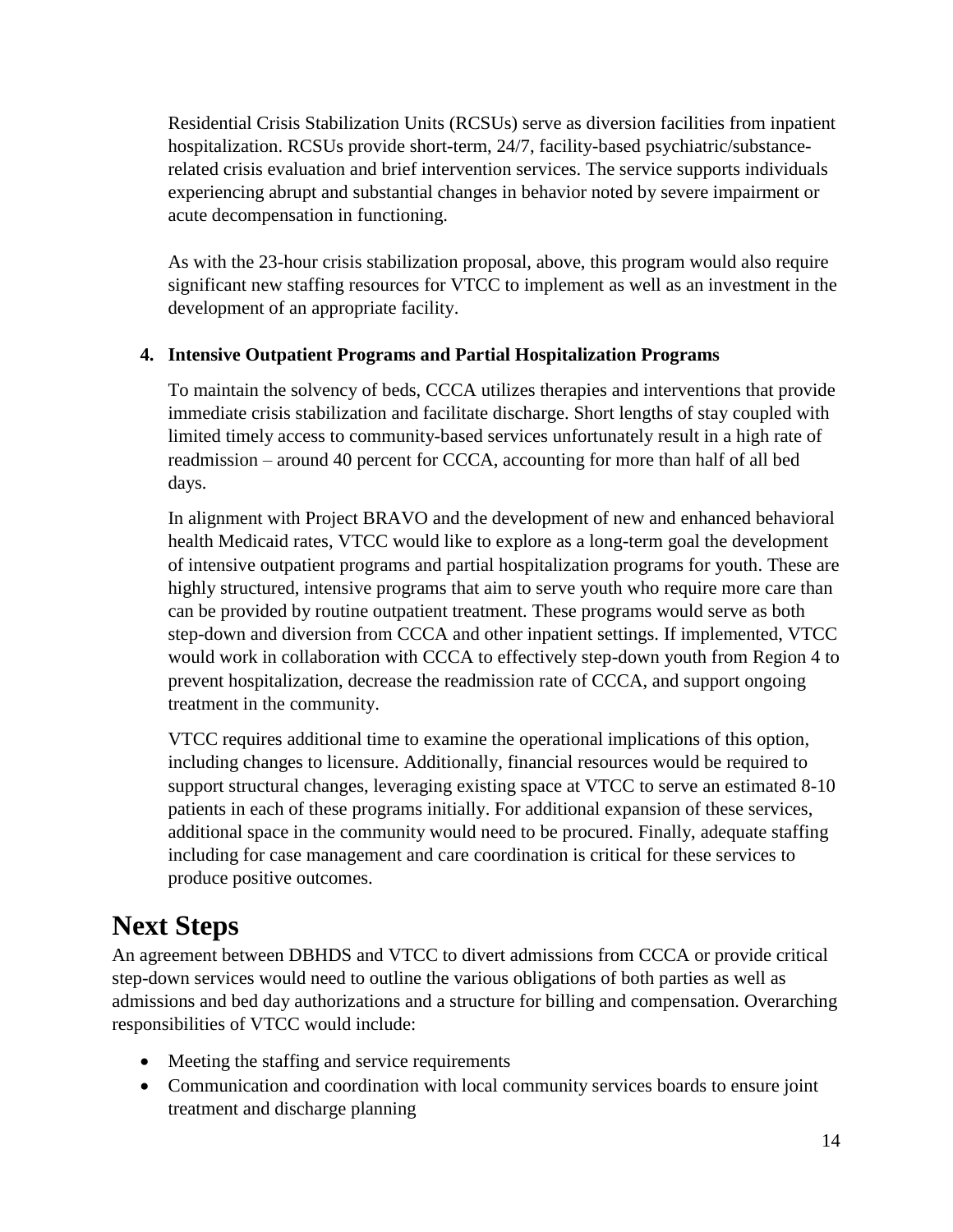Residential Crisis Stabilization Units (RCSUs) serve as diversion facilities from inpatient hospitalization. RCSUs provide short-term, 24/7, facility-based psychiatric/substance-related crisis evaluation and brief intervention services. The service supports individuals experiencing abrupt and substantial changes in behavior noted by severe impairment or acute decompensation in functioning.

As with the 23-hour crisis stabilization proposal, above, this program would also require significant new staffing resources for VTCC to implement as well as an investment in the development of an appropriate facility.

4. **Intensive Outpatient Programs and Partial Hospitalization Programs**

   To maintain the solvency of beds, CCCA utilizes therapies and interventions that provide immediate crisis stabilization and facilitate discharge. Short lengths of stay coupled with limited timely access to community-based services unfortunately result in a high rate of readmission – around 40 percent for CCCA, accounting for more than half of all bed days.

   In alignment with Project BRAVO and the development of new and enhanced behavioral health Medicaid rates, VTCC would like to explore as a long-term goal the development of intensive outpatient programs and partial hospitalization programs for youth. These are highly structured, intensive programs that aim to serve youth who require more care than can be provided by routine outpatient treatment. These programs would serve as both step-down and diversion from CCCA and other inpatient settings. If implemented, VTCC would work in collaboration with CCCA to effectively step-down youth from Region 4 to prevent hospitalization, decrease the readmission rate of CCCA, and support ongoing treatment in the community.

   VTCC requires additional time to examine the operational implications of this option, including changes to licensure. Additionally, financial resources would be required to support structural changes, leveraging existing space at VTCC to serve an estimated 8-10 patients in each of these programs initially. For additional expansion of these services, additional space in the community would need to be procured. Finally, adequate staffing including for case management and care coordination is critical for these services to produce positive outcomes.

# Next Steps

An agreement between DBHDS and VTCC to divert admissions from CCCA or provide critical step-down services would need to outline the various obligations of both parties as well as admissions and bed day authorizations and a structure for billing and compensation. Overarching responsibilities of VTCC would include:

- Meeting the staffing and service requirements
- Communication and coordination with local community services boards to ensure joint treatment and discharge planning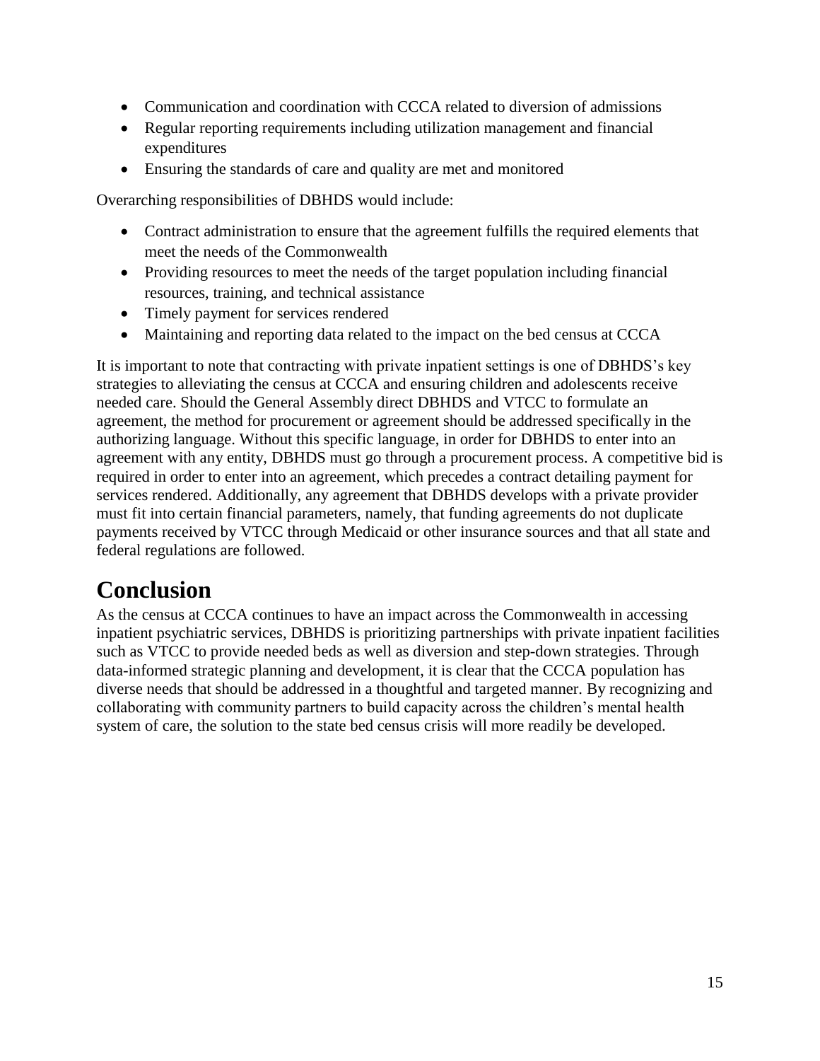- Communication and coordination with CCCA related to diversion of admissions
- Regular reporting requirements including utilization management and financial expenditures
- Ensuring the standards of care and quality are met and monitored

Overarching responsibilities of DBHDS would include:

- Contract administration to ensure that the agreement fulfills the required elements that meet the needs of the Commonwealth
- Providing resources to meet the needs of the target population including financial resources, training, and technical assistance
- Timely payment for services rendered
- Maintaining and reporting data related to the impact on the bed census at CCCA

It is important to note that contracting with private inpatient settings is one of DBHDS's key strategies to alleviating the census at CCCA and ensuring children and adolescents receive needed care. Should the General Assembly direct DBHDS and VTCC to formulate an agreement, the method for procurement or agreement should be addressed specifically in the authorizing language. Without this specific language, in order for DBHDS to enter into an agreement with any entity, DBHDS must go through a procurement process. A competitive bid is required in order to enter into an agreement, which precedes a contract detailing payment for services rendered. Additionally, any agreement that DBHDS develops with a private provider must fit into certain financial parameters, namely, that funding agreements do not duplicate payments received by VTCC through Medicaid or other insurance sources and that all state and federal regulations are followed.

# Conclusion

As the census at CCCA continues to have an impact across the Commonwealth in accessing inpatient psychiatric services, DBHDS is prioritizing partnerships with private inpatient facilities such as VTCC to provide needed beds as well as diversion and step-down strategies. Through data-informed strategic planning and development, it is clear that the CCCA population has diverse needs that should be addressed in a thoughtful and targeted manner. By recognizing and collaborating with community partners to build capacity across the children's mental health system of care, the solution to the state bed census crisis will more readily be developed.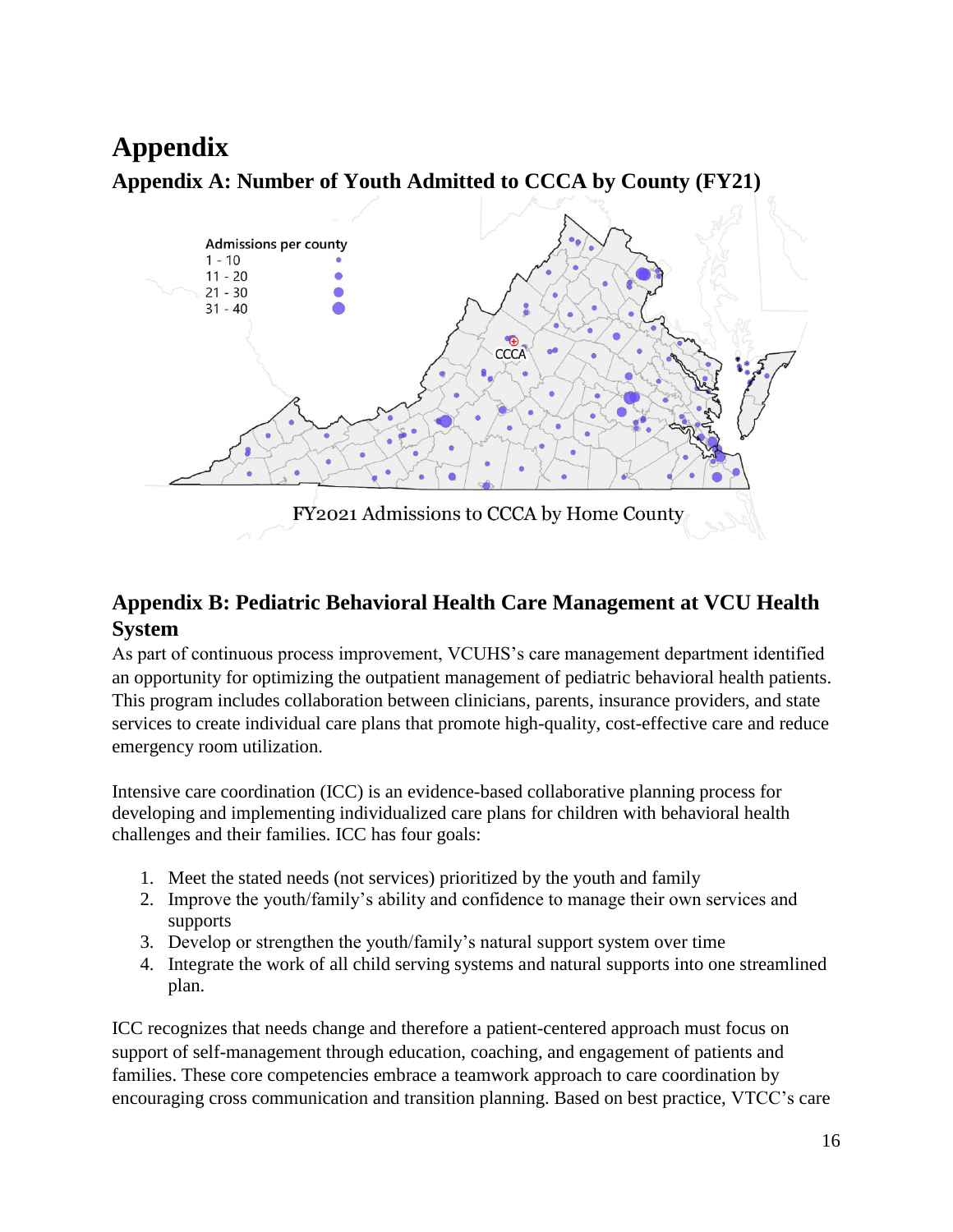# Appendix

## Appendix A: Number of Youth Admitted to CCCA by County (FY21)

Admissions per county

1 - 10
11 - 20
21 - 30
31 - 40

CCCA

FY2021 Admissions to CCCA by Home County

## Appendix B: Pediatric Behavioral Health Care Management at VCU Health System

As part of continuous process improvement, VCUHS's care management department identified an opportunity for optimizing the outpatient management of pediatric behavioral health patients. This program includes collaboration between clinicians, parents, insurance providers, and state services to create individual care plans that promote high-quality, cost-effective care and reduce emergency room utilization.

Intensive care coordination (ICC) is an evidence-based collaborative planning process for developing and implementing individualized care plans for children with behavioral health challenges and their families. ICC has four goals:

1. Meet the stated needs (not services) prioritized by the youth and family
2. Improve the youth/family's ability and confidence to manage their own services and supports
3. Develop or strengthen the youth/family's natural support system over time
4. Integrate the work of all child serving systems and natural supports into one streamlined plan.

ICC recognizes that needs change and therefore a patient-centered approach must focus on support of self-management through education, coaching, and engagement of patients and families. These core competencies embrace a teamwork approach to care coordination by encouraging cross communication and transition planning. Based on best practice, VTCC's care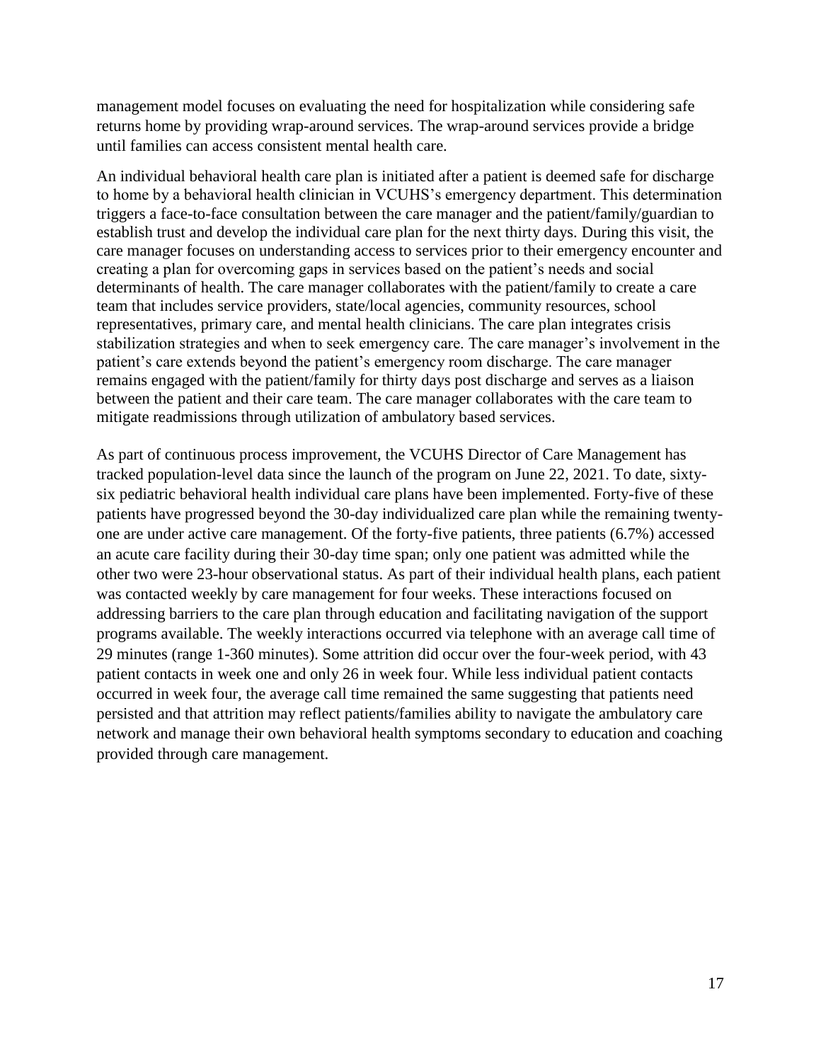management model focuses on evaluating the need for hospitalization while considering safe returns home by providing wrap-around services. The wrap-around services provide a bridge until families can access consistent mental health care.

An individual behavioral health care plan is initiated after a patient is deemed safe for discharge to home by a behavioral health clinician in VCUHS's emergency department. This determination triggers a face-to-face consultation between the care manager and the patient/family/guardian to establish trust and develop the individual care plan for the next thirty days. During this visit, the care manager focuses on understanding access to services prior to their emergency encounter and creating a plan for overcoming gaps in services based on the patient's needs and social determinants of health. The care manager collaborates with the patient/family to create a care team that includes service providers, state/local agencies, community resources, school representatives, primary care, and mental health clinicians. The care plan integrates crisis stabilization strategies and when to seek emergency care. The care manager's involvement in the patient's care extends beyond the patient's emergency room discharge. The care manager remains engaged with the patient/family for thirty days post discharge and serves as a liaison between the patient and their care team. The care manager collaborates with the care team to mitigate readmissions through utilization of ambulatory based services.

As part of continuous process improvement, the VCUHS Director of Care Management has tracked population-level data since the launch of the program on June 22, 2021. To date, sixty-six pediatric behavioral health individual care plans have been implemented. Forty-five of these patients have progressed beyond the 30-day individualized care plan while the remaining twenty-one are under active care management. Of the forty-five patients, three patients (6.7%) accessed an acute care facility during their 30-day time span; only one patient was admitted while the other two were 23-hour observational status. As part of their individual health plans, each patient was contacted weekly by care management for four weeks. These interactions focused on addressing barriers to the care plan through education and facilitating navigation of the support programs available. The weekly interactions occurred via telephone with an average call time of 29 minutes (range 1-360 minutes). Some attrition did occur over the four-week period, with 43 patient contacts in week one and only 26 in week four. While less individual patient contacts occurred in week four, the average call time remained the same suggesting that patients need persisted and that attrition may reflect patients/families ability to navigate the ambulatory care network and manage their own behavioral health symptoms secondary to education and coaching provided through care management.